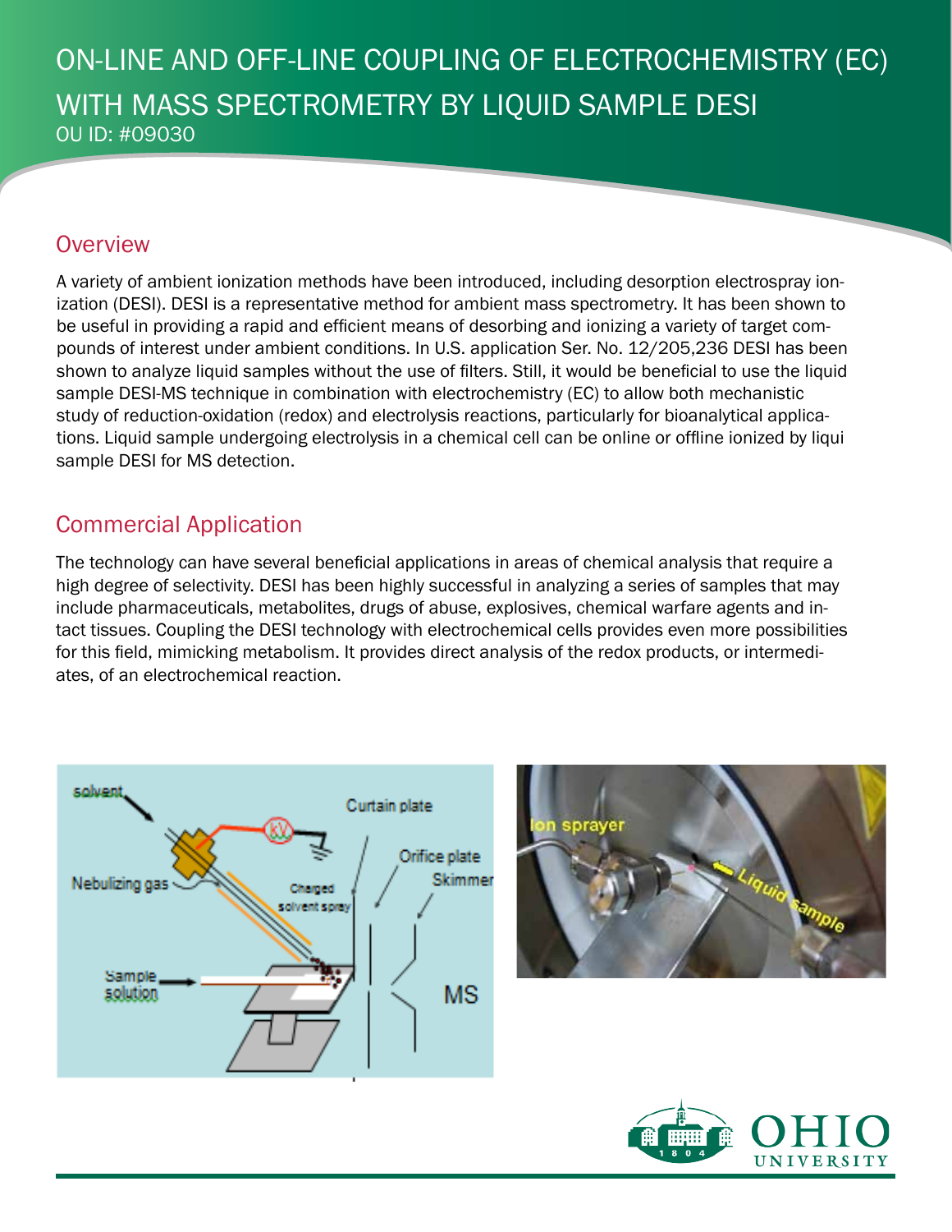# ON-LINE AND OFF-LINE COUPLING OF ELECTROCHEMISTRY (EC) WITH MASS SPECTROMETRY BY LIQUID SAMPLE DESI

OU ID: #09030

## Overview

A variety of ambient ionization methods have been introduced, including desorption electrospray ionization (DESI). DESI is a representative method for ambient mass spectrometry. It has been shown to be useful in providing a rapid and efficient means of desorbing and ionizing a variety of target compounds of interest under ambient conditions. In U.S. application Ser. No. 12/205,236 DESI has been shown to analyze liquid samples without the use of filters. Still, it would be beneficial to use the liquid sample DESI-MS technique in combination with electrochemistry (EC) to allow both mechanistic study of reduction-oxidation (redox) and electrolysis reactions, particularly for bioanalytical applications. Liquid sample undergoing electrolysis in a chemical cell can be online or offline ionized by liqui sample DESI for MS detection.

## Commercial Application

The technology can have several beneficial applications in areas of chemical analysis that require a high degree of selectivity. DESI has been highly successful in analyzing a series of samples that may include pharmaceuticals, metabolites, drugs of abuse, explosives, chemical warfare agents and intact tissues. Coupling the DESI technology with electrochemical cells provides even more possibilities for this field, mimicking metabolism. It provides direct analysis of the redox products, or intermediates, of an electrochemical reaction.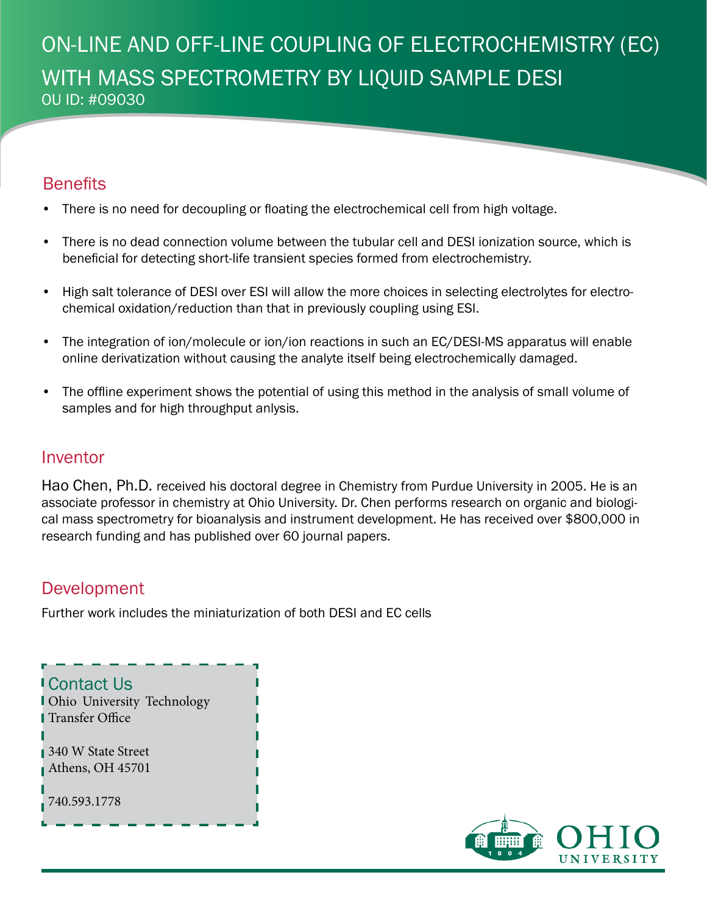# ON-LINE AND OFF-LINE COUPLING OF ELECTROCHEMISTRY (EC) WITH MASS SPECTROMETRY BY LIQUID SAMPLE DESI

OU ID: #09030

## Benefits

- There is no need for decoupling or floating the electrochemical cell from high voltage.
- There is no dead connection volume between the tubular cell and DESI ionization source, which is beneficial for detecting short-life transient species formed from electrochemistry.
- High salt tolerance of DESI over ESI will allow the more choices in selecting electrolytes for electrochemical oxidation/reduction than that in previously coupling using ESI.
- The integration of ion/molecule or ion/ion reactions in such an EC/DESI-MS apparatus will enable online derivatization without causing the analyte itself being electrochemically damaged.
- The offline experiment shows the potential of using this method in the analysis of small volume of samples and for high throughput anlysis.

## Inventor

Hao Chen, Ph.D. received his doctoral degree in Chemistry from Purdue University in 2005. He is an associate professor in chemistry at Ohio University. Dr. Chen performs research on organic and biological mass spectrometry for bioanalysis and instrument development. He has received over $800,000 in research funding and has published over 60 journal papers.

## Development

Further work includes the miniaturization of both DESI and EC cells

## Contact Us

Ohio University Technology Transfer Office

340 W State Street
Athens, OH 45701

740.593.1778

OHIO UNIVERSITY